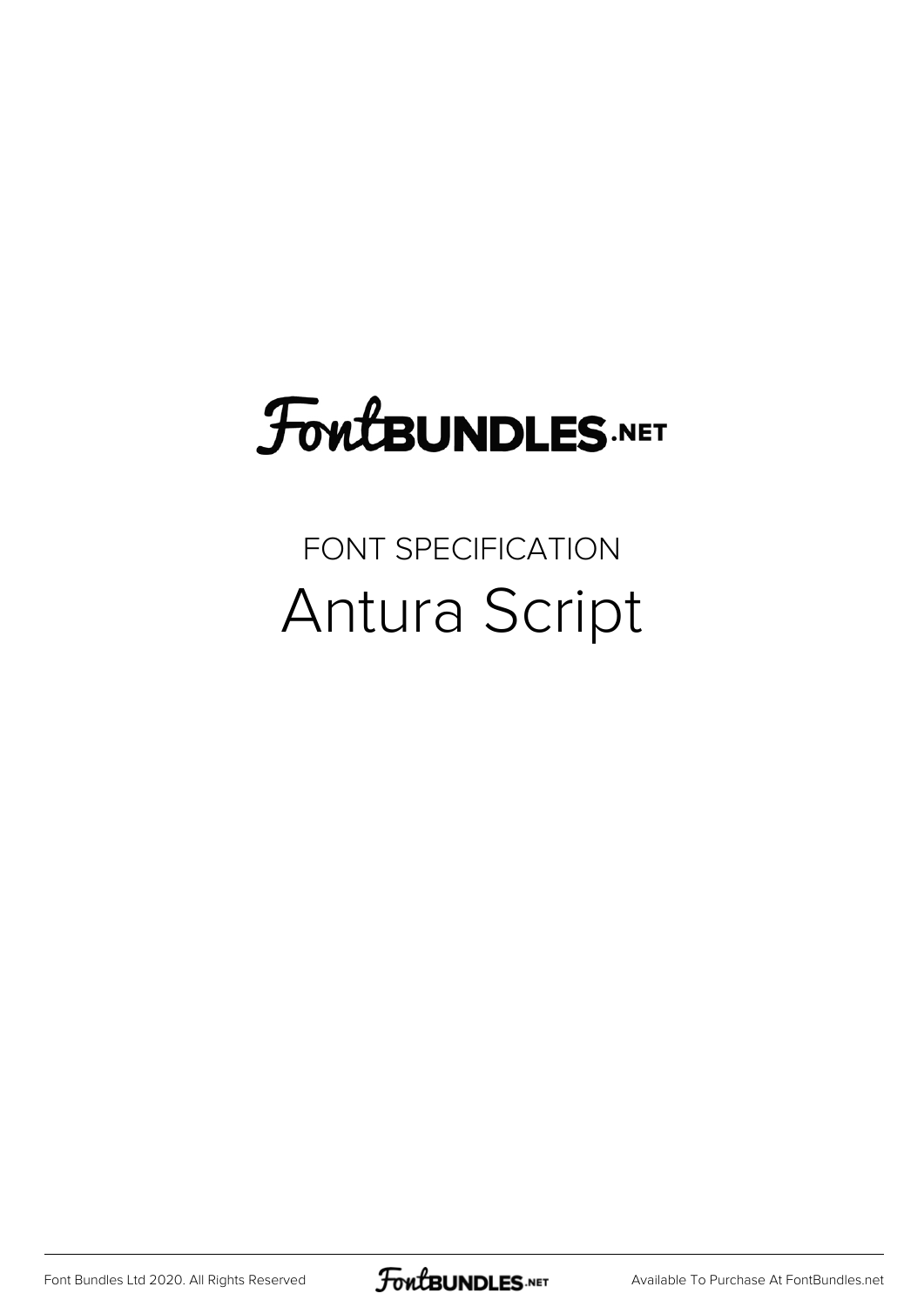# FontBundles.net

FONT SPECIFICATION

## Antura Script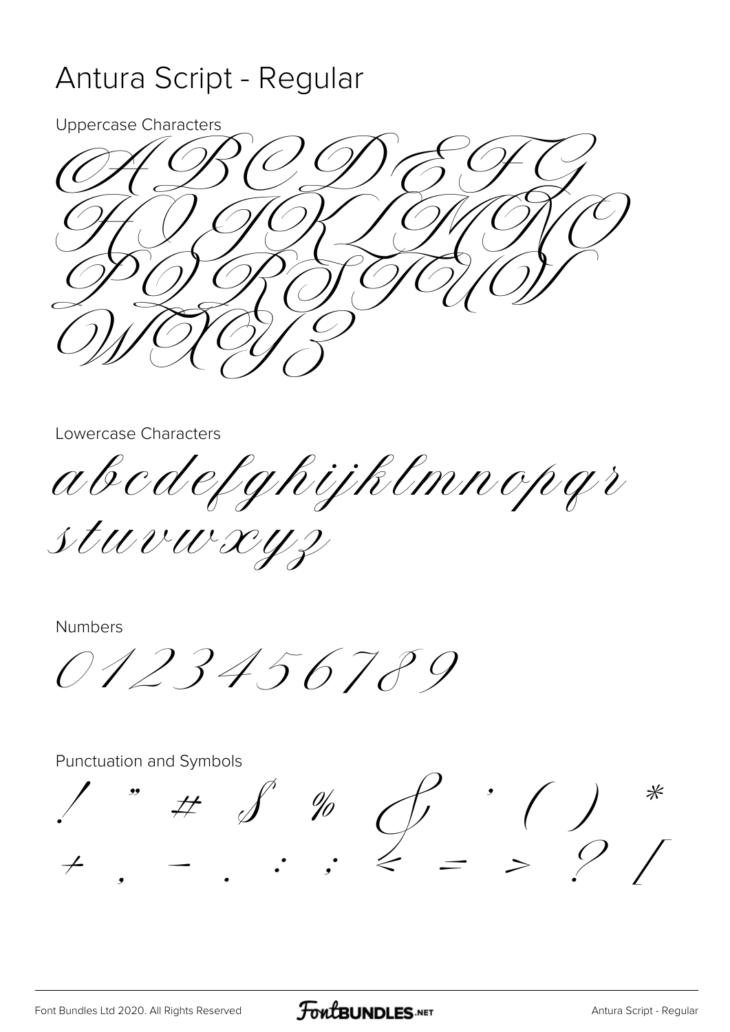# Antura Script - Regular

Uppercase Characters

A B C D E F G
H I J K L M N O
P Q R S T U V
W X Y Z

Lowercase Characters

abcdefghijklmnopqr
stuvwxyz

Numbers

0123456789

Punctuation and Symbols

! " # $ % & ' ( ) *
+ , - . : ; < = > ? /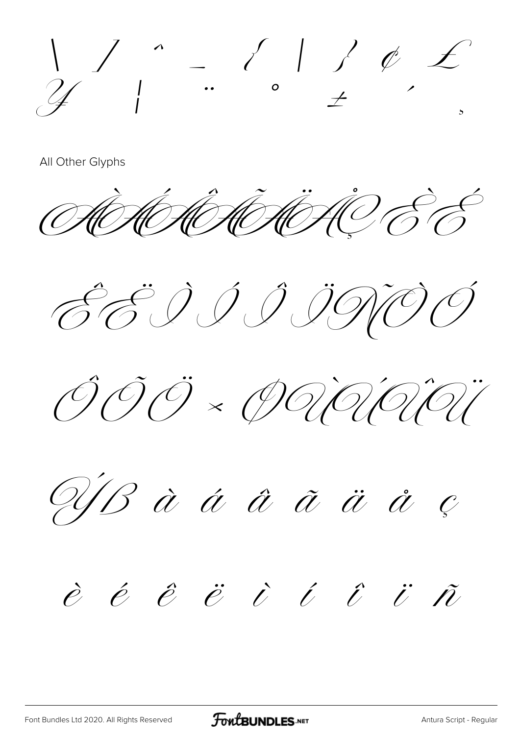\ / ^ _ { | } ¢ £
¥ ¦ ¨ ° ± ´ ¸

All Other Glyphs

À Á Â Ã Ä Å Ç È É

Ê Ë Ì Í Î Ï Ñ Ò Ó

Ô Õ Ö × Ø Ù Ú Û Ü

Ý ß à á â ã ä å ç

è é ê ë ì í î ï ñ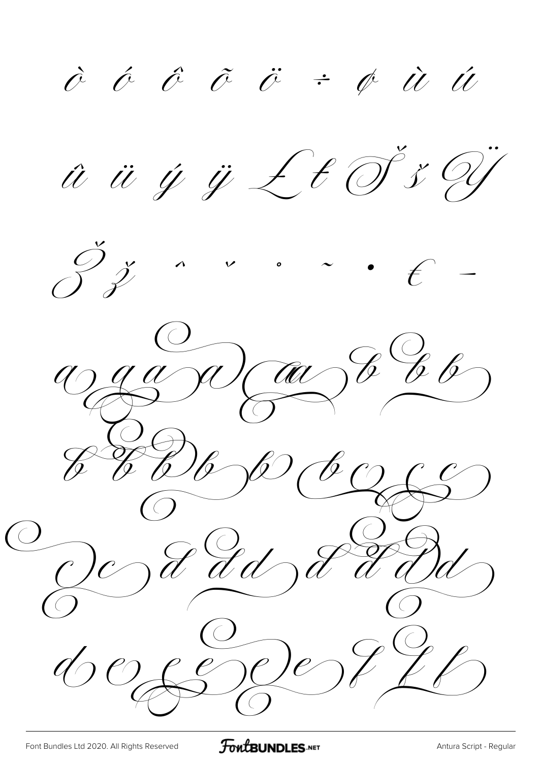ò ó ô õ ö ÷ ø ù ú

û ü ý ÿ Ł ł Š š Ÿ

Ž ž ˆ ˇ ˚ ˜ • € –

a a a a aa b b b

b b b b b b c c c

c c d d d d d d d

d e e e e e f f f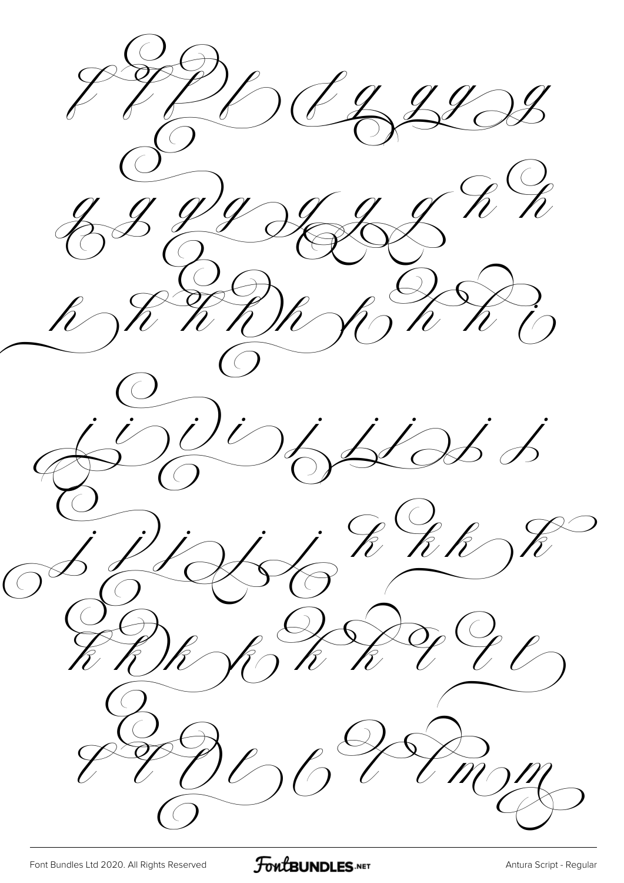f f f f f g g g g g

g g g g g g g h h

h h h h h h h h i

j i i i j j j j j j

j j j j j j k k k k

k k k k k k l l l

l l l l l l l m m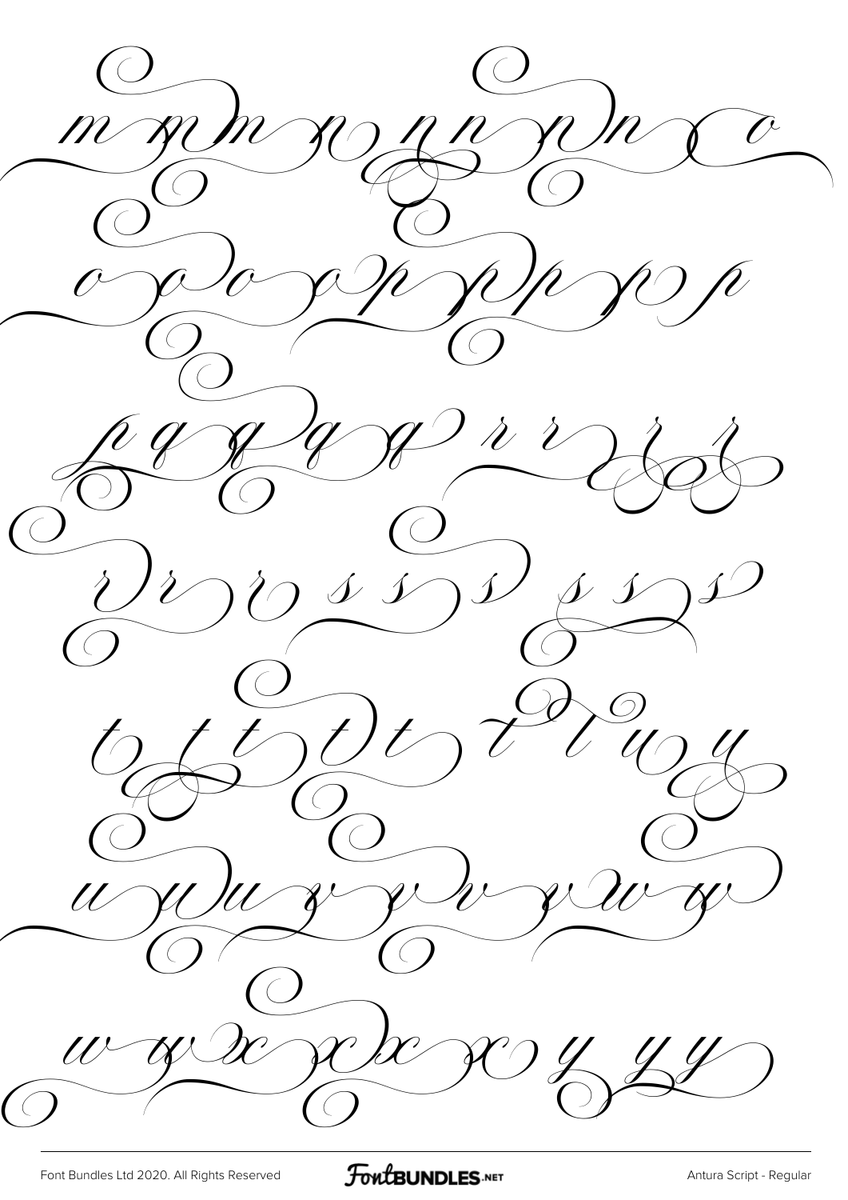m m m n n n n n o

o o o o p p p p p

p q q q q r r r r

r r r s s s s s s s

t t t t t t t u u

u u u v v v v w w

w w x x x x y y y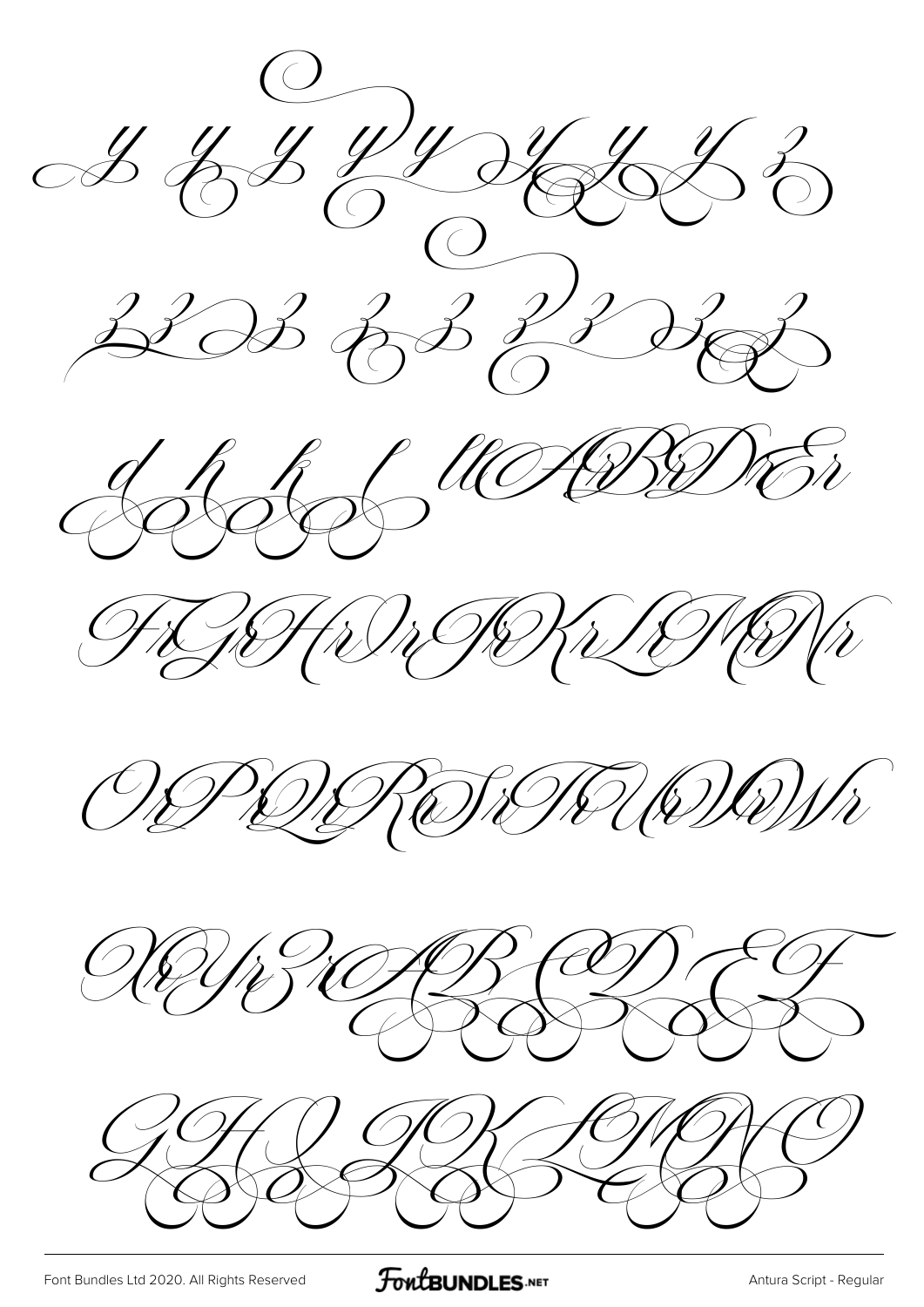y y y y y y y y y z

z z z z z z z z z

d h k l ll Ar Br Dr Er

Fr Gr Hr Ir Jr Kr Lr Mr Nr

Or Pr Qr Rr Sr Tr Ur Vr Wr

Xr Yr Zr A B C D E F

G H I J K L M N O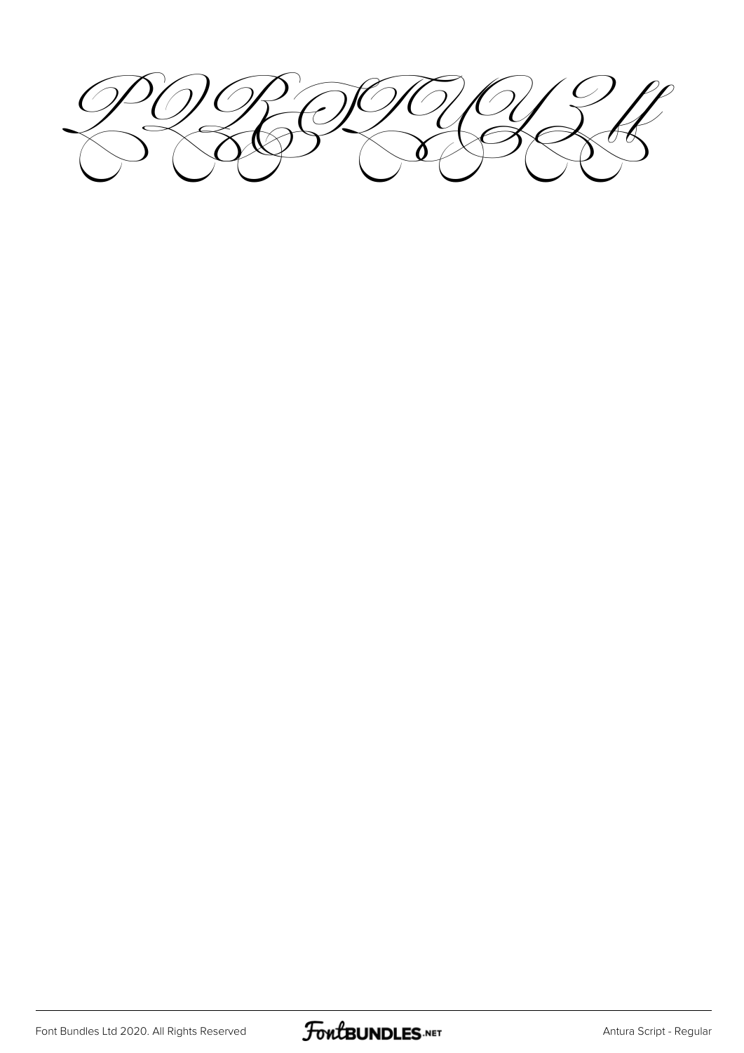PQRSTUVYZff